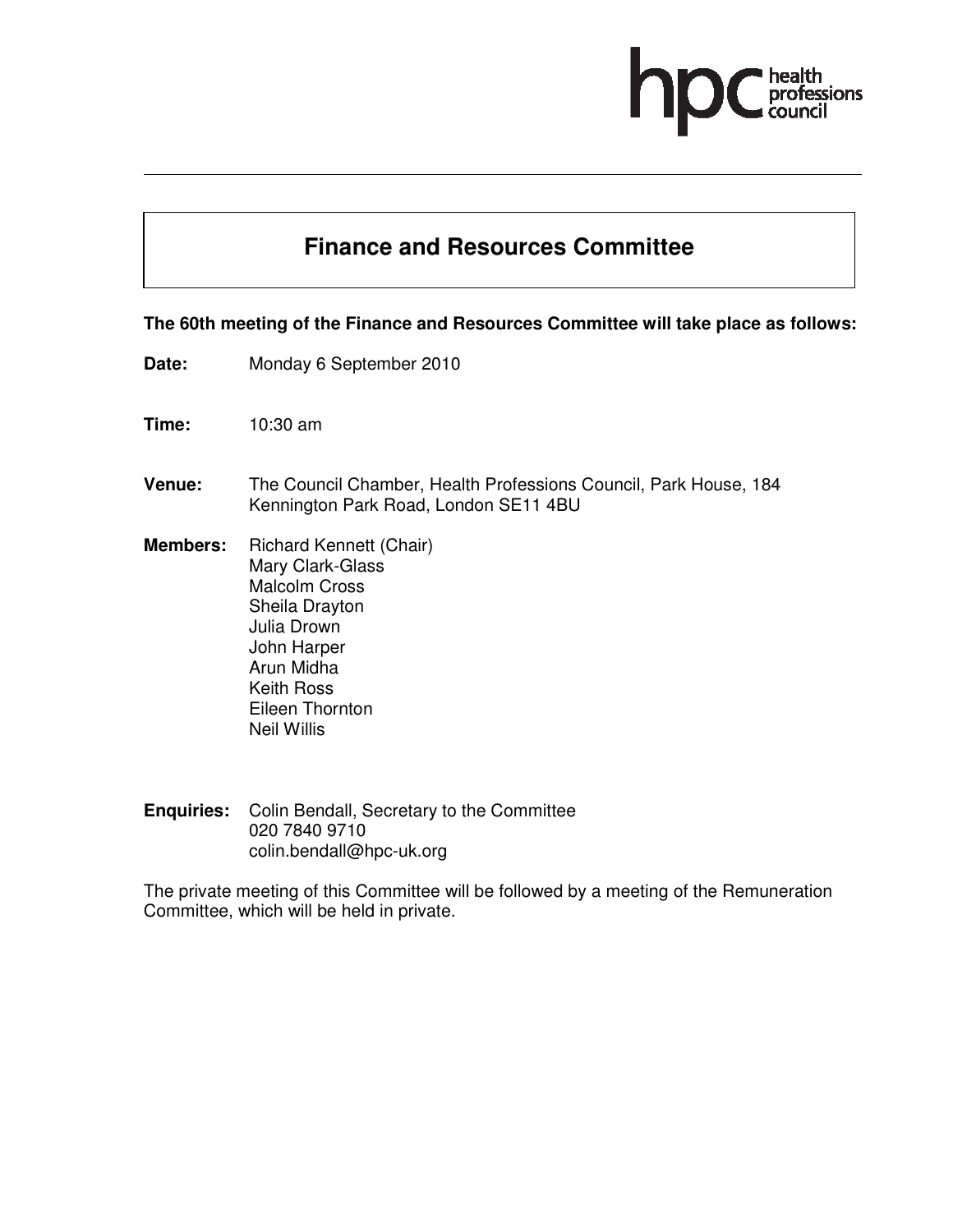# Finance and Resources Committee

**The 60th meeting of the Finance and Resources Committee will take place as follows:**

**Date:** Monday 6 September 2010

**Time:** 10:30 am

**Venue:** The Council Chamber, Health Professions Council, Park House, 184 Kennington Park Road, London SE11 4BU

**Members:** Richard Kennett (Chair)
Mary Clark-Glass
Malcolm Cross
Sheila Drayton
Julia Drown
John Harper
Arun Midha
Keith Ross
Eileen Thornton
Neil Willis

**Enquiries:** Colin Bendall, Secretary to the Committee
020 7840 9710
colin.bendall@hpc-uk.org

The private meeting of this Committee will be followed by a meeting of the Remuneration Committee, which will be held in private.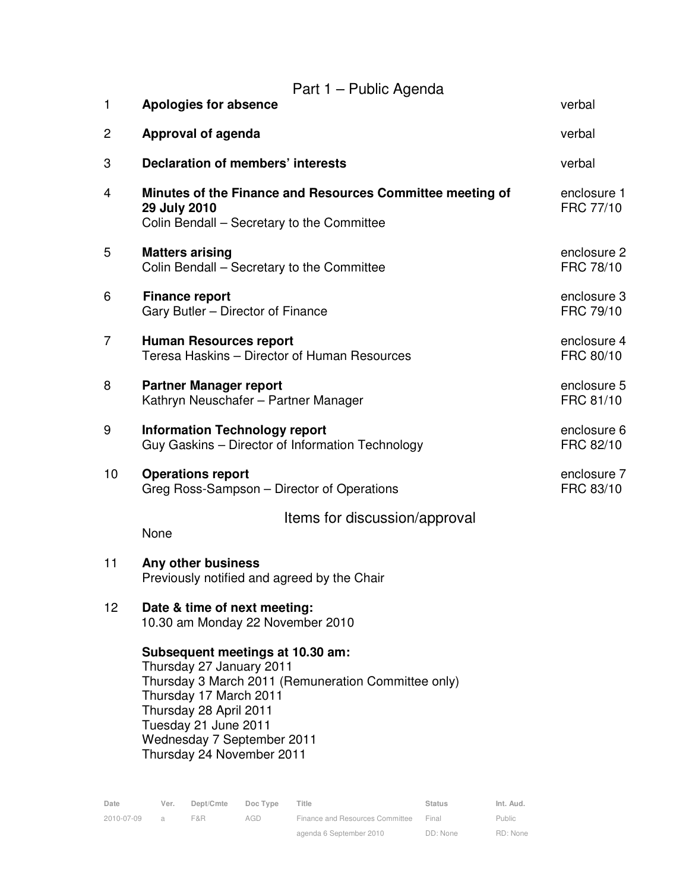## Part 1 – Public Agenda

| | | |
|---|---|---|
| 1 | **Apologies for absence** | verbal |
| 2 | **Approval of agenda** | verbal |
| 3 | **Declaration of members' interests** | verbal |
| 4 | **Minutes of the Finance and Resources Committee meeting of 29 July 2010**<br>Colin Bendall – Secretary to the Committee | enclosure 1<br>FRC 77/10 |
| 5 | **Matters arising**<br>Colin Bendall – Secretary to the Committee | enclosure 2<br>FRC 78/10 |
| 6 | **Finance report**<br>Gary Butler – Director of Finance | enclosure 3<br>FRC 79/10 |
| 7 | **Human Resources report**<br>Teresa Haskins – Director of Human Resources | enclosure 4<br>FRC 80/10 |
| 8 | **Partner Manager report**<br>Kathryn Neuschafer – Partner Manager | enclosure 5<br>FRC 81/10 |
| 9 | **Information Technology report**<br>Guy Gaskins – Director of Information Technology | enclosure 6<br>FRC 82/10 |
| 10 | **Operations report**<br>Greg Ross-Sampson – Director of Operations | enclosure 7<br>FRC 83/10 |

## Items for discussion/approval

None

11 **Any other business**
Previously notified and agreed by the Chair

12 **Date & time of next meeting:**
10.30 am Monday 22 November 2010

**Subsequent meetings at 10.30 am:**
Thursday 27 January 2011
Thursday 3 March 2011 (Remuneration Committee only)
Thursday 17 March 2011
Thursday 28 April 2011
Tuesday 21 June 2011
Wednesday 7 September 2011
Thursday 24 November 2011

| Date | Ver. | Dept/Cmte | Doc Type | Title | Status | Int. Aud. |
|---|---|---|---|---|---|---|
| 2010-07-09 | a | F&R | AGD | Finance and Resources Committee agenda 6 September 2010 | Final<br>DD: None | Public<br>RD: None |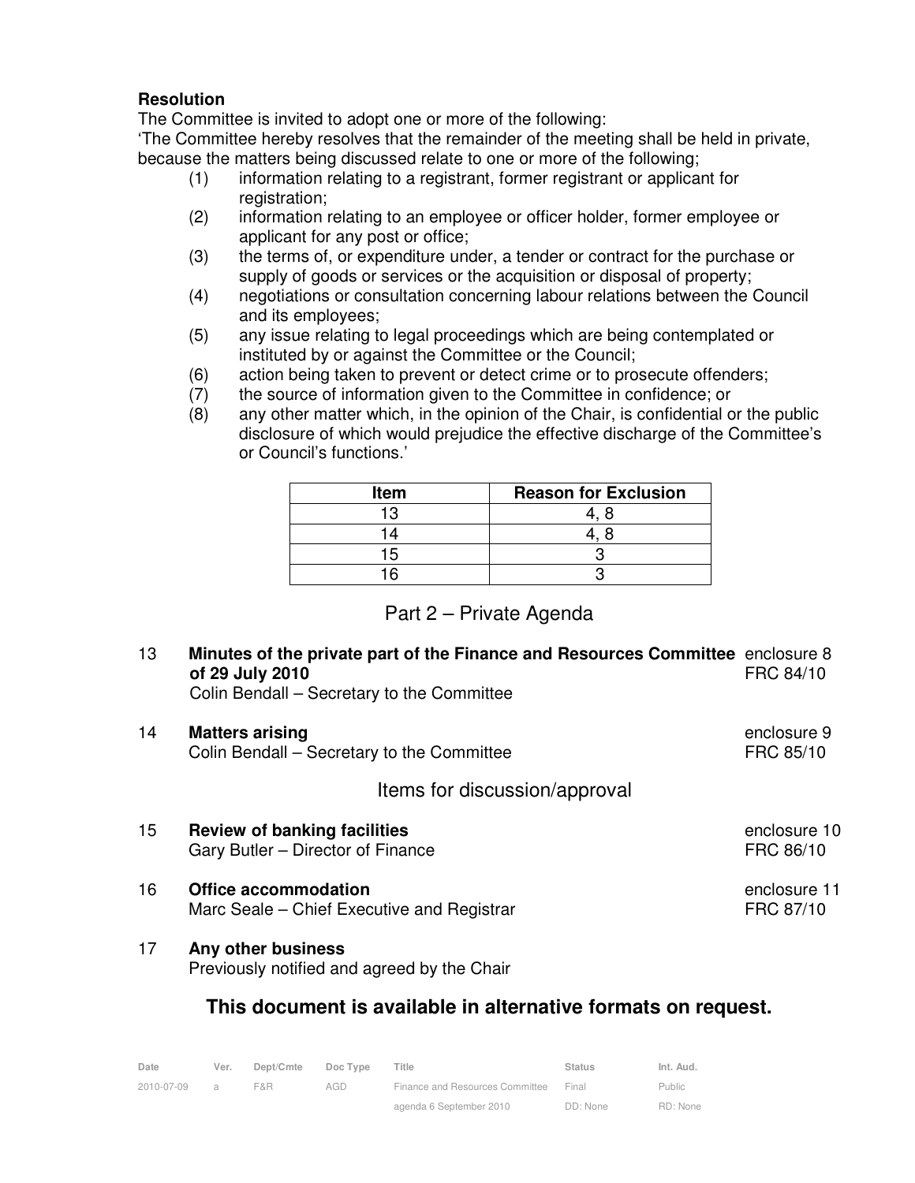**Resolution**

The Committee is invited to adopt one or more of the following:

'The Committee hereby resolves that the remainder of the meeting shall be held in private, because the matters being discussed relate to one or more of the following;

(1) information relating to a registrant, former registrant or applicant for registration;

(2) information relating to an employee or officer holder, former employee or applicant for any post or office;

(3) the terms of, or expenditure under, a tender or contract for the purchase or supply of goods or services or the acquisition or disposal of property;

(4) negotiations or consultation concerning labour relations between the Council and its employees;

(5) any issue relating to legal proceedings which are being contemplated or instituted by or against the Committee or the Council;

(6) action being taken to prevent or detect crime or to prosecute offenders;

(7) the source of information given to the Committee in confidence; or

(8) any other matter which, in the opinion of the Chair, is confidential or the public disclosure of which would prejudice the effective discharge of the Committee's or Council's functions.'

| Item | Reason for Exclusion |
|---|---|
| 13 | 4, 8 |
| 14 | 4, 8 |
| 15 | 3 |
| 16 | 3 |

## Part 2 – Private Agenda

13 **Minutes of the private part of the Finance and Resources Committee of 29 July 2010** — enclosure 8, FRC 84/10
Colin Bendall – Secretary to the Committee

14 **Matters arising** — enclosure 9, FRC 85/10
Colin Bendall – Secretary to the Committee

### Items for discussion/approval

15 **Review of banking facilities** — enclosure 10, FRC 86/10
Gary Butler – Director of Finance

16 **Office accommodation** — enclosure 11, FRC 87/10
Marc Seale – Chief Executive and Registrar

17 **Any other business**
Previously notified and agreed by the Chair

## This document is available in alternative formats on request.

| Date | Ver. | Dept/Cmte | Doc Type | Title | Status | Int. Aud. |
|---|---|---|---|---|---|---|
| 2010-07-09 | a | F&R | AGD | Finance and Resources Committee agenda 6 September 2010 | Final DD: None | Public RD: None |